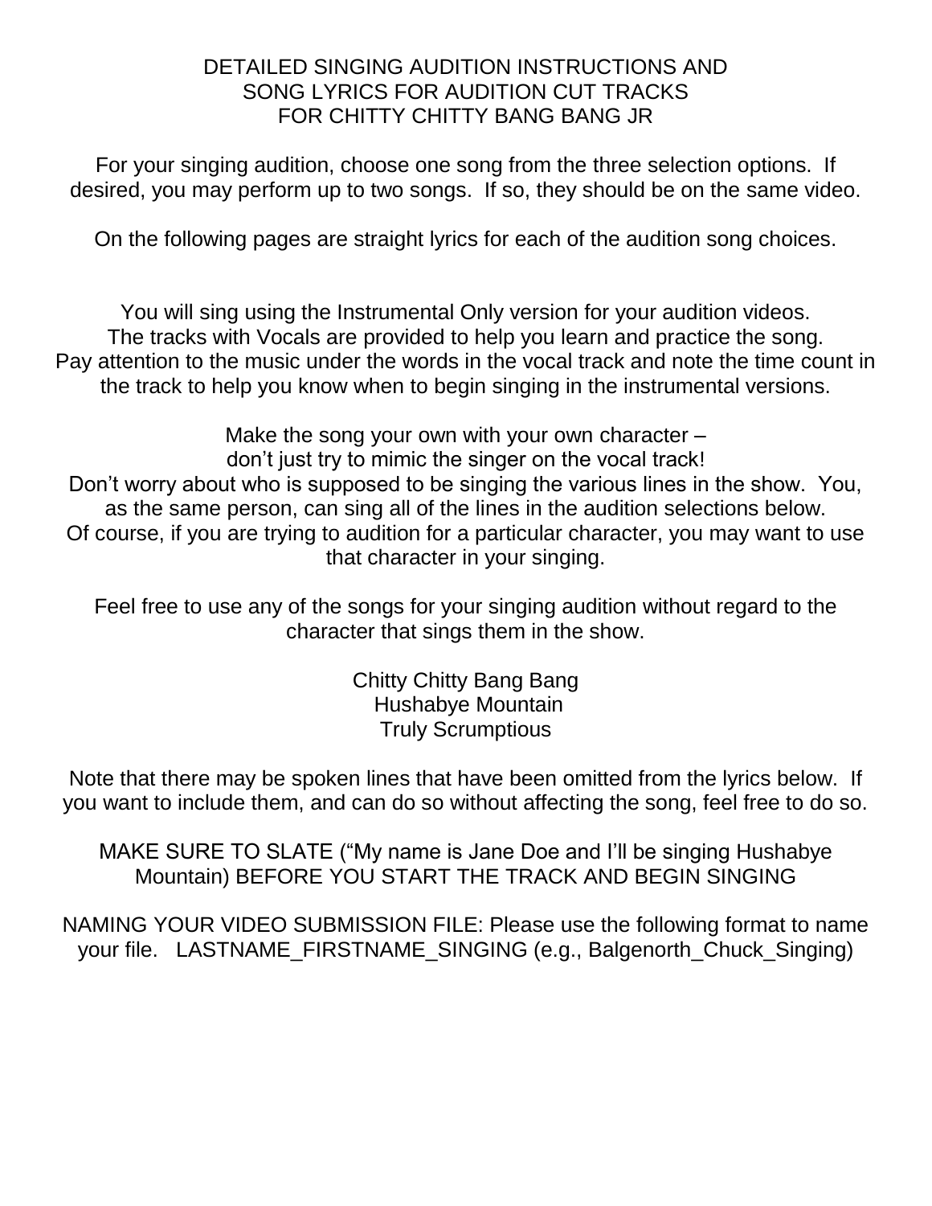# DETAILED SINGING AUDITION INSTRUCTIONS AND SONG LYRICS FOR AUDITION CUT TRACKS FOR CHITTY CHITTY BANG BANG JR

For your singing audition, choose one song from the three selection options. If desired, you may perform up to two songs. If so, they should be on the same video.

On the following pages are straight lyrics for each of the audition song choices.

You will sing using the Instrumental Only version for your audition videos. The tracks with Vocals are provided to help you learn and practice the song. Pay attention to the music under the words in the vocal track and note the time count in the track to help you know when to begin singing in the instrumental versions.

Make the song your own with your own character – don't just try to mimic the singer on the vocal track! Don't worry about who is supposed to be singing the various lines in the show. You, as the same person, can sing all of the lines in the audition selections below. Of course, if you are trying to audition for a particular character, you may want to use that character in your singing.

Feel free to use any of the songs for your singing audition without regard to the character that sings them in the show.

Chitty Chitty Bang Bang
Hushabye Mountain
Truly Scrumptious

Note that there may be spoken lines that have been omitted from the lyrics below. If you want to include them, and can do so without affecting the song, feel free to do so.

MAKE SURE TO SLATE ("My name is Jane Doe and I'll be singing Hushabye Mountain) BEFORE YOU START THE TRACK AND BEGIN SINGING

NAMING YOUR VIDEO SUBMISSION FILE: Please use the following format to name your file. LASTNAME_FIRSTNAME_SINGING (e.g., Balgenorth_Chuck_Singing)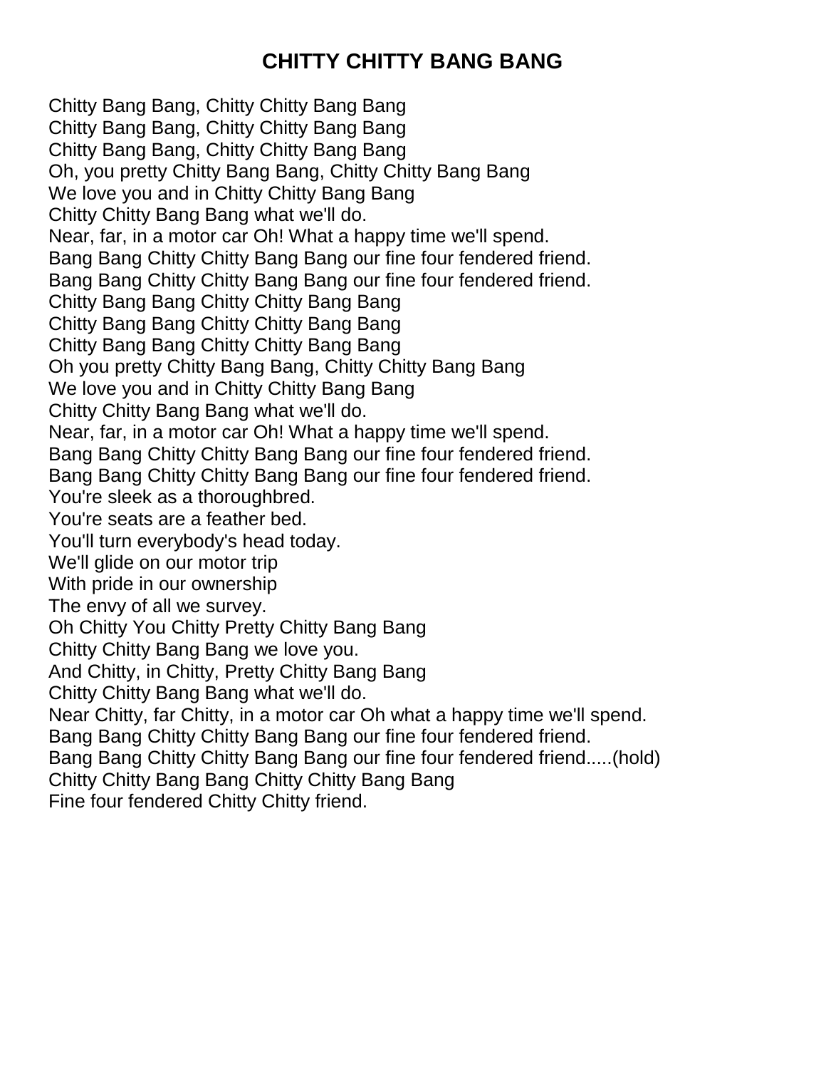# CHITTY CHITTY BANG BANG

Chitty Bang Bang, Chitty Chitty Bang Bang
Chitty Bang Bang, Chitty Chitty Bang Bang
Chitty Bang Bang, Chitty Chitty Bang Bang
Oh, you pretty Chitty Bang Bang, Chitty Chitty Bang Bang
We love you and in Chitty Chitty Bang Bang
Chitty Chitty Bang Bang what we'll do.
Near, far, in a motor car Oh! What a happy time we'll spend.
Bang Bang Chitty Chitty Bang Bang our fine four fendered friend.
Bang Bang Chitty Chitty Bang Bang our fine four fendered friend.
Chitty Bang Bang Chitty Chitty Bang Bang
Chitty Bang Bang Chitty Chitty Bang Bang
Chitty Bang Bang Chitty Chitty Bang Bang
Oh you pretty Chitty Bang Bang, Chitty Chitty Bang Bang
We love you and in Chitty Chitty Bang Bang
Chitty Chitty Bang Bang what we'll do.
Near, far, in a motor car Oh! What a happy time we'll spend.
Bang Bang Chitty Chitty Bang Bang our fine four fendered friend.
Bang Bang Chitty Chitty Bang Bang our fine four fendered friend.
You're sleek as a thoroughbred.
You're seats are a feather bed.
You'll turn everybody's head today.
We'll glide on our motor trip
With pride in our ownership
The envy of all we survey.
Oh Chitty You Chitty Pretty Chitty Bang Bang
Chitty Chitty Bang Bang we love you.
And Chitty, in Chitty, Pretty Chitty Bang Bang
Chitty Chitty Bang Bang what we'll do.
Near Chitty, far Chitty, in a motor car Oh what a happy time we'll spend.
Bang Bang Chitty Chitty Bang Bang our fine four fendered friend.
Bang Bang Chitty Chitty Bang Bang our fine four fendered friend.....(hold)
Chitty Chitty Bang Bang Chitty Chitty Bang Bang
Fine four fendered Chitty Chitty friend.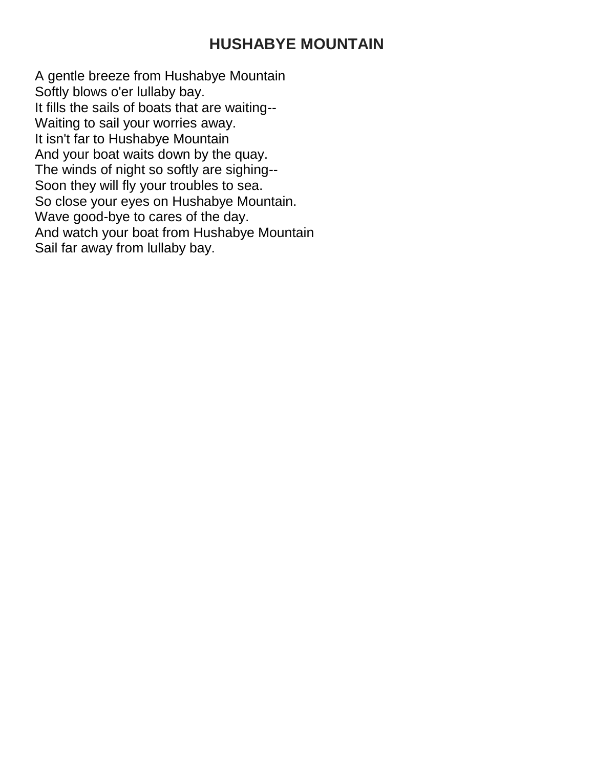# HUSHABYE MOUNTAIN

A gentle breeze from Hushabye Mountain  
Softly blows o'er lullaby bay.  
It fills the sails of boats that are waiting--  
Waiting to sail your worries away.  
It isn't far to Hushabye Mountain  
And your boat waits down by the quay.  
The winds of night so softly are sighing--  
Soon they will fly your troubles to sea.  
So close your eyes on Hushabye Mountain.  
Wave good-bye to cares of the day.  
And watch your boat from Hushabye Mountain  
Sail far away from lullaby bay.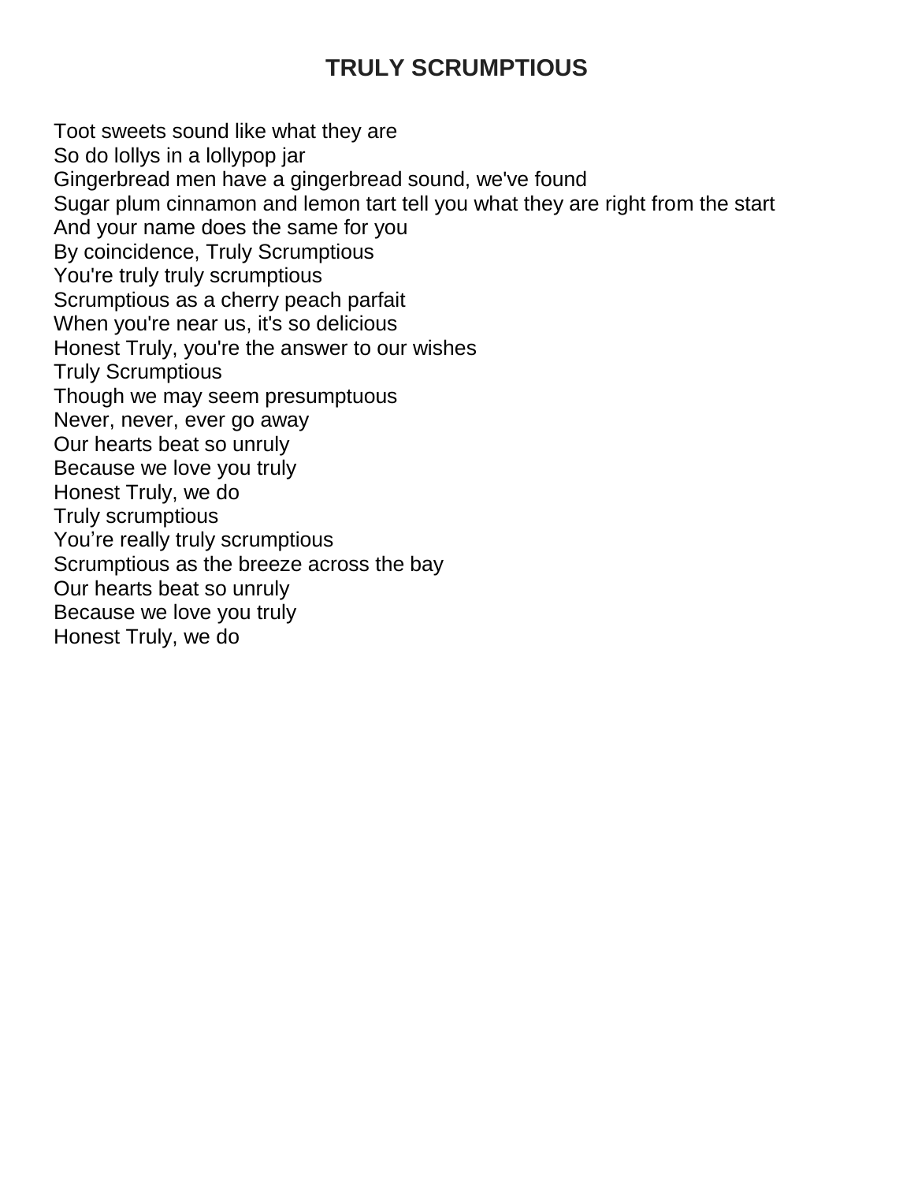# TRULY SCRUMPTIOUS

Toot sweets sound like what they are
So do lollys in a lollypop jar
Gingerbread men have a gingerbread sound, we've found
Sugar plum cinnamon and lemon tart tell you what they are right from the start
And your name does the same for you
By coincidence, Truly Scrumptious
You're truly truly scrumptious
Scrumptious as a cherry peach parfait
When you're near us, it's so delicious
Honest Truly, you're the answer to our wishes
Truly Scrumptious
Though we may seem presumptuous
Never, never, ever go away
Our hearts beat so unruly
Because we love you truly
Honest Truly, we do
Truly scrumptious
You're really truly scrumptious
Scrumptious as the breeze across the bay
Our hearts beat so unruly
Because we love you truly
Honest Truly, we do